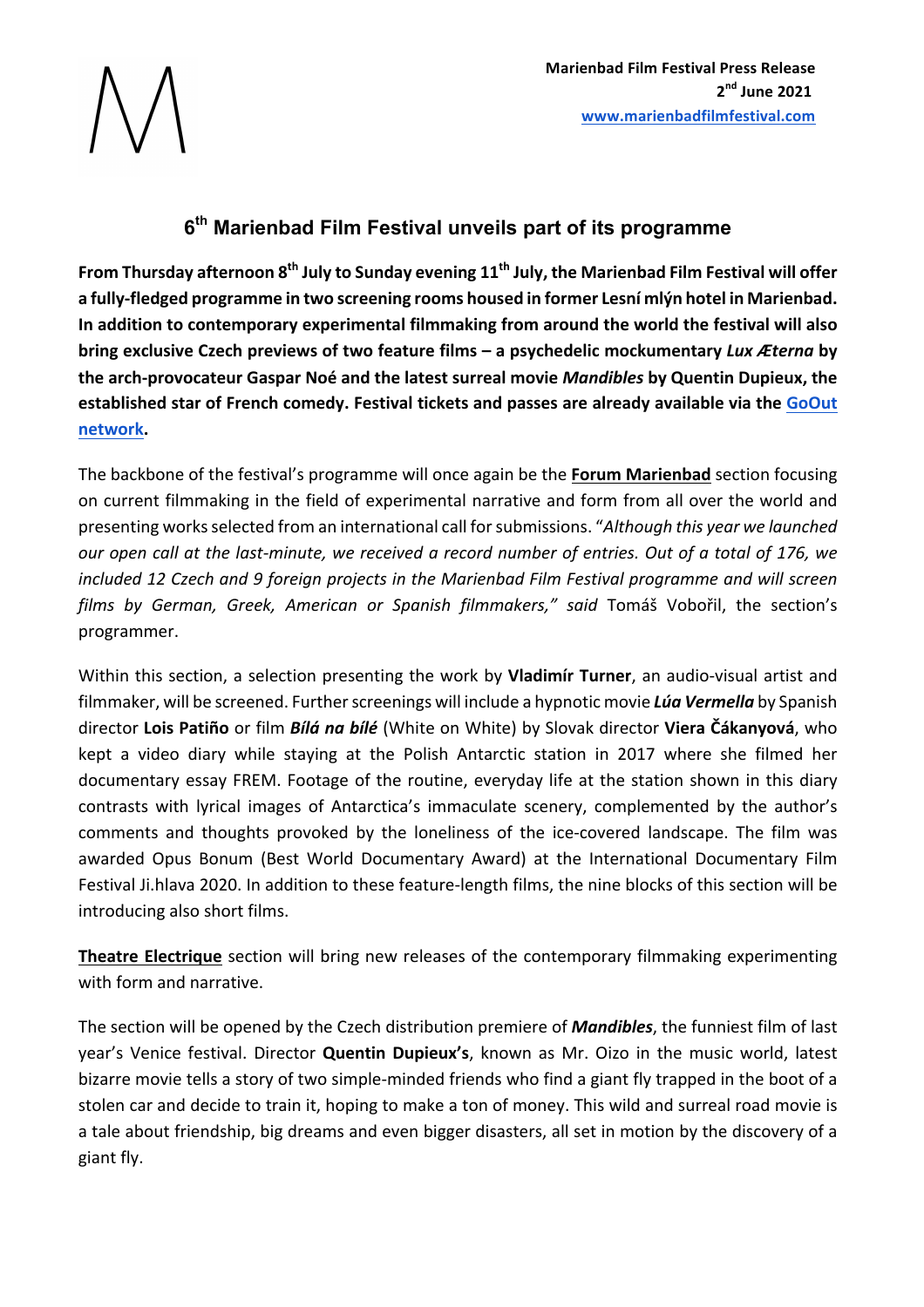M

**Marienbad Film Festival Press Release**
**2nd June 2021**
**[www.marienbadfilmfestival.com](http://www.marienbadfilmfestival.com)**

# 6th Marienbad Film Festival unveils part of its programme

**From Thursday afternoon 8th July to Sunday evening 11th July, the Marienbad Film Festival will offer a fully-fledged programme in two screening rooms housed in former Lesní mlýn hotel in Marienbad. In addition to contemporary experimental filmmaking from around the world the festival will also bring exclusive Czech previews of two feature films – a psychedelic mockumentary *Lux Æterna* by the arch-provocateur Gaspar Noé and the latest surreal movie *Mandibles* by Quentin Dupieux, the established star of French comedy. Festival tickets and passes are already available via the GoOut network.**

The backbone of the festival's programme will once again be the **Forum Marienbad** section focusing on current filmmaking in the field of experimental narrative and form from all over the world and presenting works selected from an international call for submissions. "*Although this year we launched our open call at the last-minute, we received a record number of entries. Out of a total of 176, we included 12 Czech and 9 foreign projects in the Marienbad Film Festival programme and will screen films by German, Greek, American or Spanish filmmakers," said* Tomáš Vobořil, the section's programmer.

Within this section, a selection presenting the work by **Vladimír Turner**, an audio-visual artist and filmmaker, will be screened. Further screenings will include a hypnotic movie ***Lúa Vermella*** by Spanish director **Lois Patiño** or film ***Bílá na bílé*** (White on White) by Slovak director **Viera Čákanyová**, who kept a video diary while staying at the Polish Antarctic station in 2017 where she filmed her documentary essay FREM. Footage of the routine, everyday life at the station shown in this diary contrasts with lyrical images of Antarctica's immaculate scenery, complemented by the author's comments and thoughts provoked by the loneliness of the ice-covered landscape. The film was awarded Opus Bonum (Best World Documentary Award) at the International Documentary Film Festival Ji.hlava 2020. In addition to these feature-length films, the nine blocks of this section will be introducing also short films.

**Theatre Electrique** section will bring new releases of the contemporary filmmaking experimenting with form and narrative.

The section will be opened by the Czech distribution premiere of ***Mandibles***, the funniest film of last year's Venice festival. Director **Quentin Dupieux's**, known as Mr. Oizo in the music world, latest bizarre movie tells a story of two simple-minded friends who find a giant fly trapped in the boot of a stolen car and decide to train it, hoping to make a ton of money. This wild and surreal road movie is a tale about friendship, big dreams and even bigger disasters, all set in motion by the discovery of a giant fly.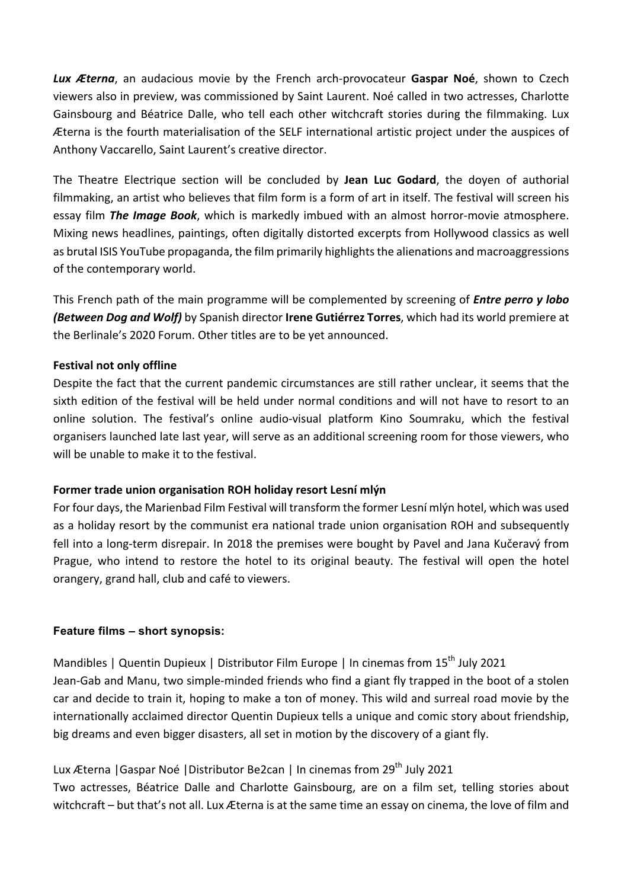***Lux Æterna***, an audacious movie by the French arch-provocateur **Gaspar Noé**, shown to Czech viewers also in preview, was commissioned by Saint Laurent. Noé called in two actresses, Charlotte Gainsbourg and Béatrice Dalle, who tell each other witchcraft stories during the filmmaking. Lux Æterna is the fourth materialisation of the SELF international artistic project under the auspices of Anthony Vaccarello, Saint Laurent's creative director.

The Theatre Electrique section will be concluded by **Jean Luc Godard**, the doyen of authorial filmmaking, an artist who believes that film form is a form of art in itself. The festival will screen his essay film ***The Image Book***, which is markedly imbued with an almost horror-movie atmosphere. Mixing news headlines, paintings, often digitally distorted excerpts from Hollywood classics as well as brutal ISIS YouTube propaganda, the film primarily highlights the alienations and macroaggressions of the contemporary world.

This French path of the main programme will be complemented by screening of ***Entre perro y lobo (Between Dog and Wolf)*** by Spanish director **Irene Gutiérrez Torres**, which had its world premiere at the Berlinale's 2020 Forum. Other titles are to be yet announced.

**Festival not only offline**

Despite the fact that the current pandemic circumstances are still rather unclear, it seems that the sixth edition of the festival will be held under normal conditions and will not have to resort to an online solution. The festival's online audio-visual platform Kino Soumraku, which the festival organisers launched late last year, will serve as an additional screening room for those viewers, who will be unable to make it to the festival.

**Former trade union organisation ROH holiday resort Lesní mlýn**

For four days, the Marienbad Film Festival will transform the former Lesní mlýn hotel, which was used as a holiday resort by the communist era national trade union organisation ROH and subsequently fell into a long-term disrepair. In 2018 the premises were bought by Pavel and Jana Kučeravý from Prague, who intend to restore the hotel to its original beauty. The festival will open the hotel orangery, grand hall, club and café to viewers.

**Feature films – short synopsis:**

Mandibles | Quentin Dupieux | Distributor Film Europe | In cinemas from 15th July 2021

Jean-Gab and Manu, two simple-minded friends who find a giant fly trapped in the boot of a stolen car and decide to train it, hoping to make a ton of money. This wild and surreal road movie by the internationally acclaimed director Quentin Dupieux tells a unique and comic story about friendship, big dreams and even bigger disasters, all set in motion by the discovery of a giant fly.

Lux Æterna |Gaspar Noé |Distributor Be2can | In cinemas from 29th July 2021

Two actresses, Béatrice Dalle and Charlotte Gainsbourg, are on a film set, telling stories about witchcraft – but that's not all. Lux Æterna is at the same time an essay on cinema, the love of film and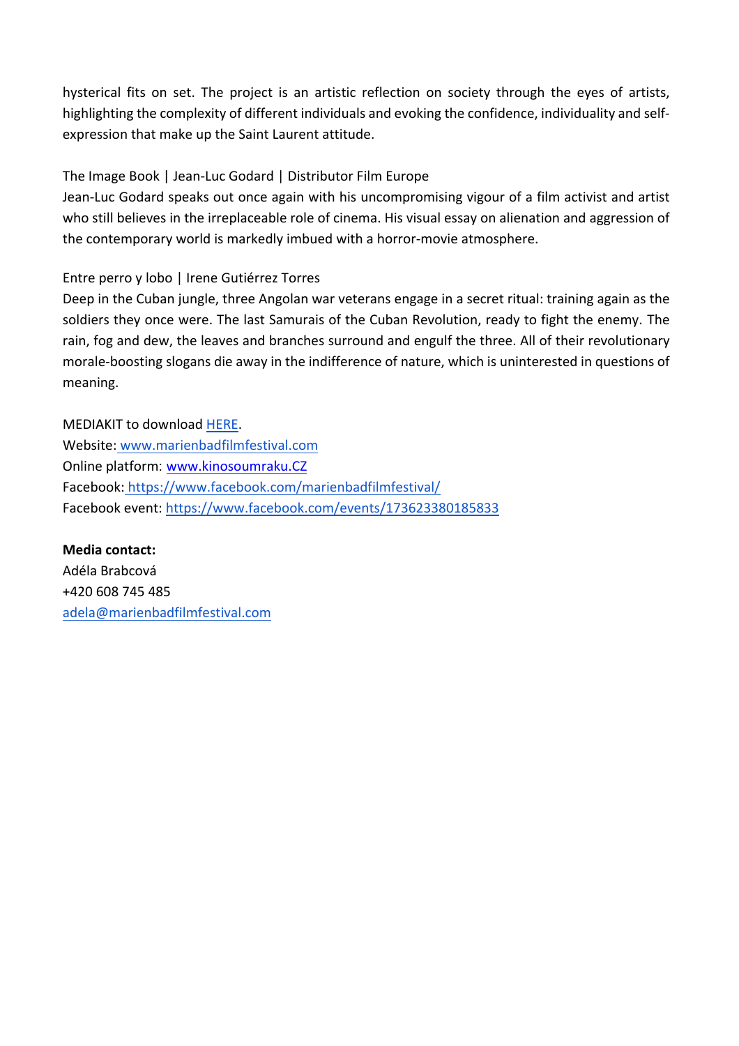hysterical fits on set. The project is an artistic reflection on society through the eyes of artists, highlighting the complexity of different individuals and evoking the confidence, individuality and self-expression that make up the Saint Laurent attitude.

The Image Book | Jean-Luc Godard | Distributor Film Europe
Jean-Luc Godard speaks out once again with his uncompromising vigour of a film activist and artist who still believes in the irreplaceable role of cinema. His visual essay on alienation and aggression of the contemporary world is markedly imbued with a horror-movie atmosphere.

Entre perro y lobo | Irene Gutiérrez Torres
Deep in the Cuban jungle, three Angolan war veterans engage in a secret ritual: training again as the soldiers they once were. The last Samurais of the Cuban Revolution, ready to fight the enemy. The rain, fog and dew, the leaves and branches surround and engulf the three. All of their revolutionary morale-boosting slogans die away in the indifference of nature, which is uninterested in questions of meaning.

MEDIAKIT to download HERE.
Website: www.marienbadfilmfestival.com
Online platform: www.kinosoumraku.CZ
Facebook: https://www.facebook.com/marienbadfilmfestival/
Facebook event: https://www.facebook.com/events/173623380185833

**Media contact:**
Adéla Brabcová
+420 608 745 485
adela@marienbadfilmfestival.com